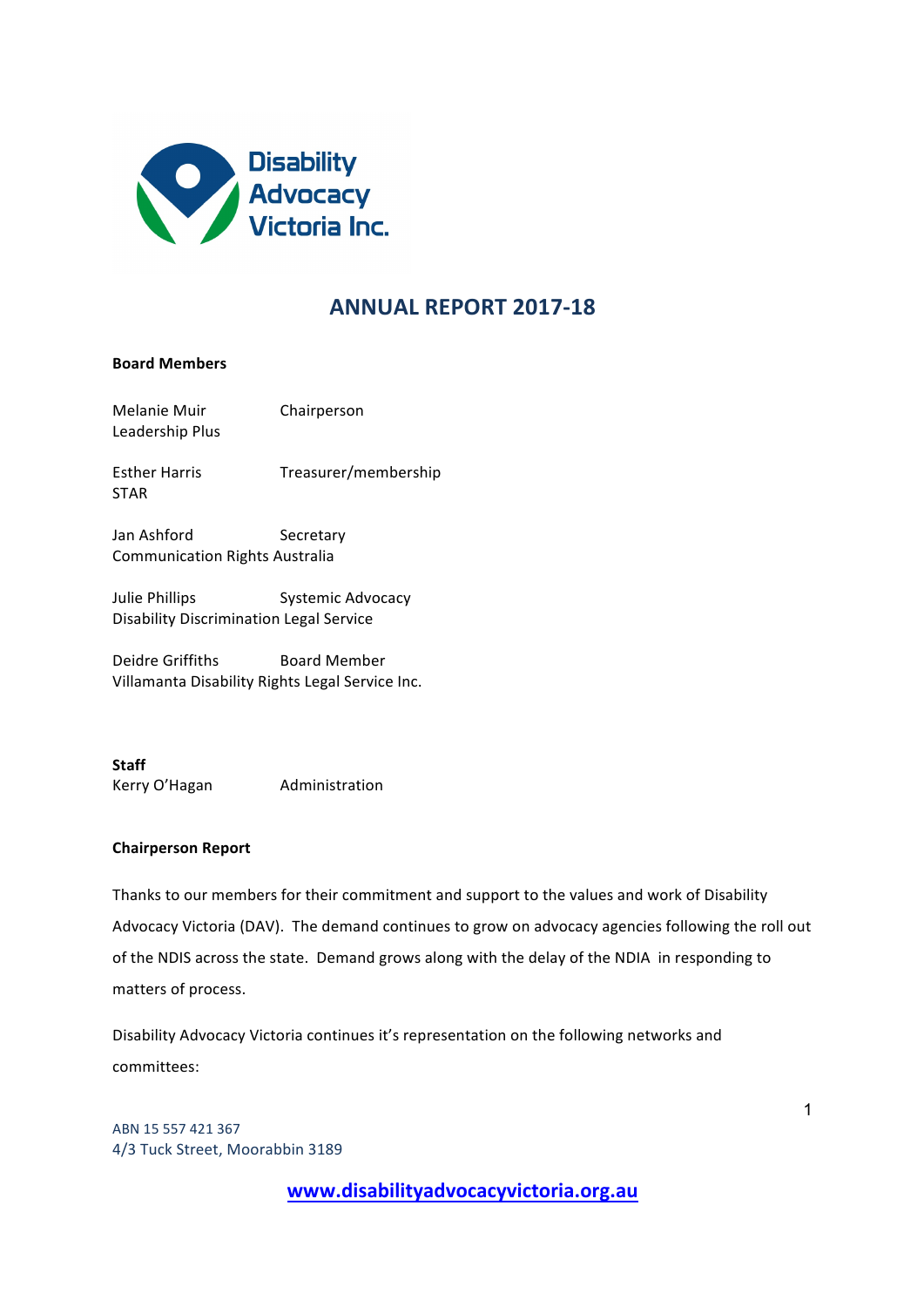Disability Advocacy Victoria Inc.

# ANNUAL REPORT 2017-18

**Board Members**

| | |
|---|---|
| Melanie Muir<br>Leadership Plus | Chairperson |
| Esther Harris<br>STAR | Treasurer/membership |
| Jan Ashford<br>Communication Rights Australia | Secretary |
| Julie Phillips<br>Disability Discrimination Legal Service | Systemic Advocacy |
| Deidre Griffiths<br>Villamanta Disability Rights Legal Service Inc. | Board Member |

**Staff**

| | |
|---|---|
| Kerry O'Hagan | Administration |

**Chairperson Report**

Thanks to our members for their commitment and support to the values and work of Disability Advocacy Victoria (DAV). The demand continues to grow on advocacy agencies following the roll out of the NDIS across the state. Demand grows along with the delay of the NDIA in responding to matters of process.

Disability Advocacy Victoria continues it's representation on the following networks and committees:

ABN 15 557 421 367
4/3 Tuck Street, Moorabbin 3189

**www.disabilityadvocacyvictoria.org.au**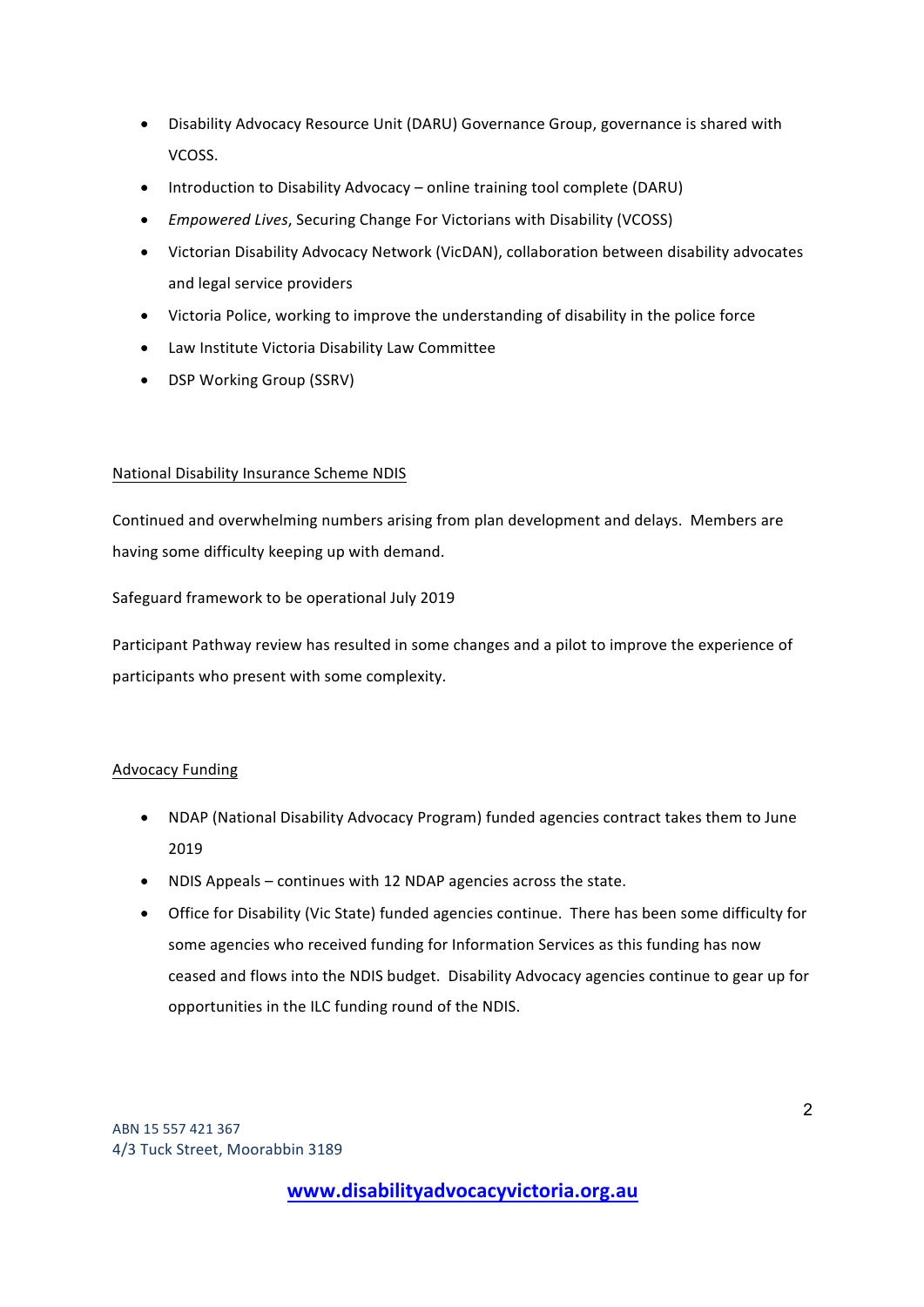- Disability Advocacy Resource Unit (DARU) Governance Group, governance is shared with VCOSS.
- Introduction to Disability Advocacy – online training tool complete (DARU)
- *Empowered Lives*, Securing Change For Victorians with Disability (VCOSS)
- Victorian Disability Advocacy Network (VicDAN), collaboration between disability advocates and legal service providers
- Victoria Police, working to improve the understanding of disability in the police force
- Law Institute Victoria Disability Law Committee
- DSP Working Group (SSRV)

<u>National Disability Insurance Scheme NDIS</u>

Continued and overwhelming numbers arising from plan development and delays. Members are having some difficulty keeping up with demand.

Safeguard framework to be operational July 2019

Participant Pathway review has resulted in some changes and a pilot to improve the experience of participants who present with some complexity.

<u>Advocacy Funding</u>

- NDAP (National Disability Advocacy Program) funded agencies contract takes them to June 2019
- NDIS Appeals – continues with 12 NDAP agencies across the state.
- Office for Disability (Vic State) funded agencies continue. There has been some difficulty for some agencies who received funding for Information Services as this funding has now ceased and flows into the NDIS budget. Disability Advocacy agencies continue to gear up for opportunities in the ILC funding round of the NDIS.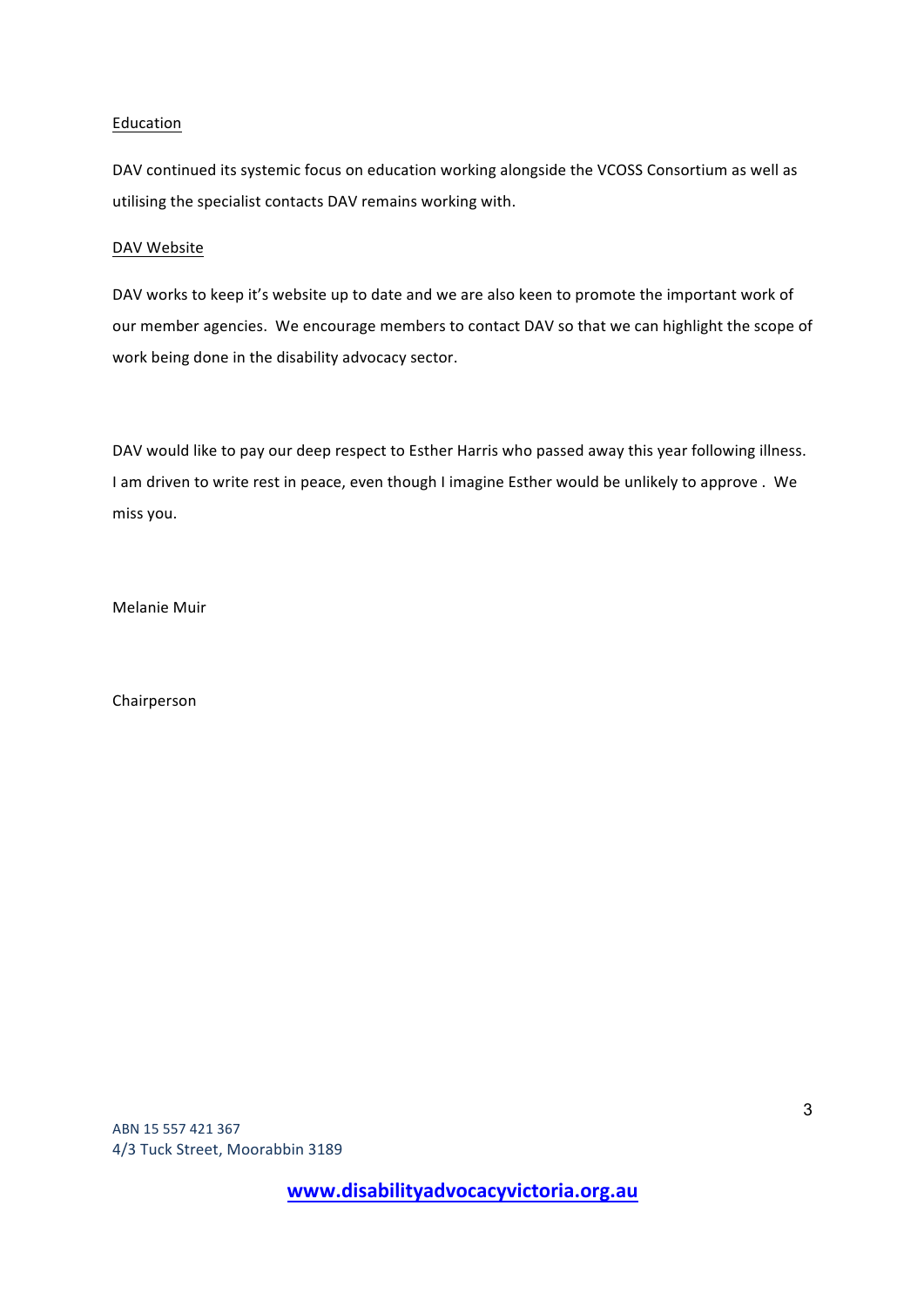## Education

DAV continued its systemic focus on education working alongside the VCOSS Consortium as well as utilising the specialist contacts DAV remains working with.

## DAV Website

DAV works to keep it's website up to date and we are also keen to promote the important work of our member agencies. We encourage members to contact DAV so that we can highlight the scope of work being done in the disability advocacy sector.

DAV would like to pay our deep respect to Esther Harris who passed away this year following illness. I am driven to write rest in peace, even though I imagine Esther would be unlikely to approve . We miss you.

Melanie Muir

Chairperson

ABN 15 557 421 367
4/3 Tuck Street, Moorabbin 3189

**www.disabilityadvocacyvictoria.org.au**